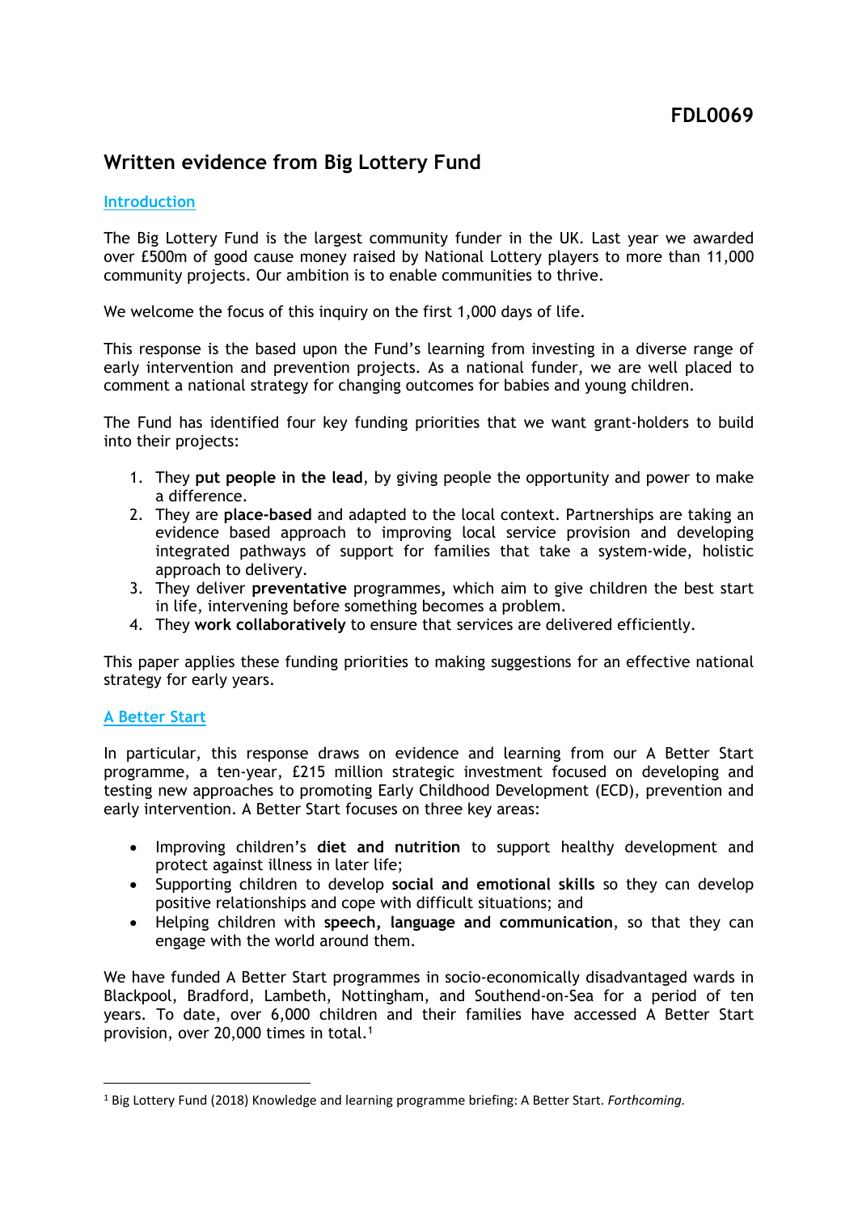FDL0069

# Written evidence from Big Lottery Fund

## Introduction

The Big Lottery Fund is the largest community funder in the UK. Last year we awarded over £500m of good cause money raised by National Lottery players to more than 11,000 community projects. Our ambition is to enable communities to thrive.

We welcome the focus of this inquiry on the first 1,000 days of life.

This response is the based upon the Fund's learning from investing in a diverse range of early intervention and prevention projects. As a national funder, we are well placed to comment a national strategy for changing outcomes for babies and young children.

The Fund has identified four key funding priorities that we want grant-holders to build into their projects:

1. They **put people in the lead**, by giving people the opportunity and power to make a difference.
2. They are **place-based** and adapted to the local context. Partnerships are taking an evidence based approach to improving local service provision and developing integrated pathways of support for families that take a system-wide, holistic approach to delivery.
3. They deliver **preventative** programmes**,** which aim to give children the best start in life, intervening before something becomes a problem.
4. They **work collaboratively** to ensure that services are delivered efficiently.

This paper applies these funding priorities to making suggestions for an effective national strategy for early years.

## A Better Start

In particular, this response draws on evidence and learning from our A Better Start programme, a ten-year, £215 million strategic investment focused on developing and testing new approaches to promoting Early Childhood Development (ECD), prevention and early intervention. A Better Start focuses on three key areas:

- Improving children's **diet and nutrition** to support healthy development and protect against illness in later life;
- Supporting children to develop **social and emotional skills** so they can develop positive relationships and cope with difficult situations; and
- Helping children with **speech, language and communication**, so that they can engage with the world around them.

We have funded A Better Start programmes in socio-economically disadvantaged wards in Blackpool, Bradford, Lambeth, Nottingham, and Southend-on-Sea for a period of ten years. To date, over 6,000 children and their families have accessed A Better Start provision, over 20,000 times in total.[1]

[1] Big Lottery Fund (2018) Knowledge and learning programme briefing: A Better Start. *Forthcoming.*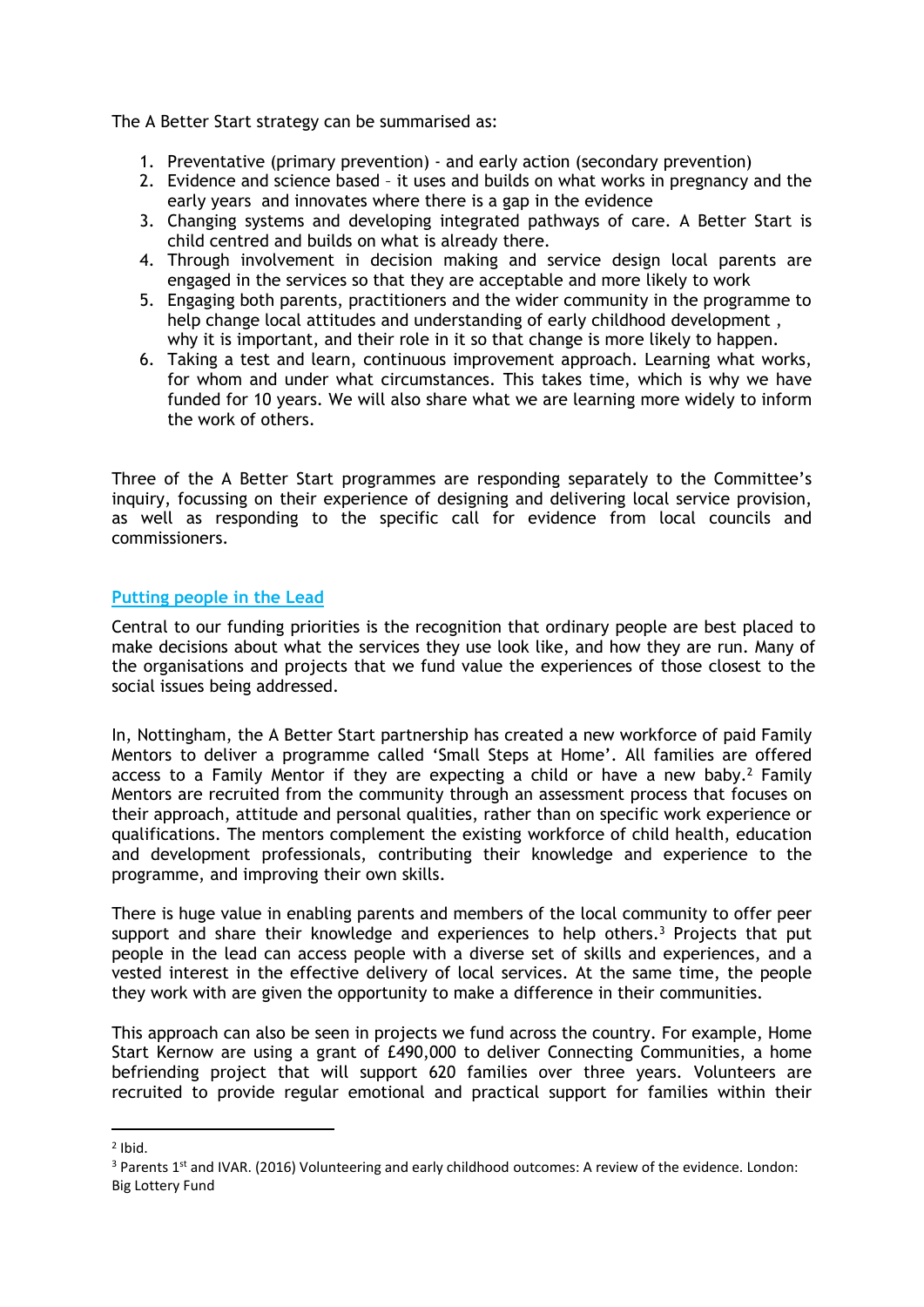The A Better Start strategy can be summarised as:

1. Preventative (primary prevention) - and early action (secondary prevention)
2. Evidence and science based – it uses and builds on what works in pregnancy and the early years and innovates where there is a gap in the evidence
3. Changing systems and developing integrated pathways of care. A Better Start is child centred and builds on what is already there.
4. Through involvement in decision making and service design local parents are engaged in the services so that they are acceptable and more likely to work
5. Engaging both parents, practitioners and the wider community in the programme to help change local attitudes and understanding of early childhood development , why it is important, and their role in it so that change is more likely to happen.
6. Taking a test and learn, continuous improvement approach. Learning what works, for whom and under what circumstances. This takes time, which is why we have funded for 10 years. We will also share what we are learning more widely to inform the work of others.

Three of the A Better Start programmes are responding separately to the Committee's inquiry, focussing on their experience of designing and delivering local service provision, as well as responding to the specific call for evidence from local councils and commissioners.

## Putting people in the Lead

Central to our funding priorities is the recognition that ordinary people are best placed to make decisions about what the services they use look like, and how they are run. Many of the organisations and projects that we fund value the experiences of those closest to the social issues being addressed.

In, Nottingham, the A Better Start partnership has created a new workforce of paid Family Mentors to deliver a programme called 'Small Steps at Home'. All families are offered access to a Family Mentor if they are expecting a child or have a new baby.[2] Family Mentors are recruited from the community through an assessment process that focuses on their approach, attitude and personal qualities, rather than on specific work experience or qualifications. The mentors complement the existing workforce of child health, education and development professionals, contributing their knowledge and experience to the programme, and improving their own skills.

There is huge value in enabling parents and members of the local community to offer peer support and share their knowledge and experiences to help others.[3] Projects that put people in the lead can access people with a diverse set of skills and experiences, and a vested interest in the effective delivery of local services. At the same time, the people they work with are given the opportunity to make a difference in their communities.

This approach can also be seen in projects we fund across the country. For example, Home Start Kernow are using a grant of £490,000 to deliver Connecting Communities, a home befriending project that will support 620 families over three years. Volunteers are recruited to provide regular emotional and practical support for families within their

---

[2] Ibid.

[3] Parents 1st and IVAR. (2016) Volunteering and early childhood outcomes: A review of the evidence. London: Big Lottery Fund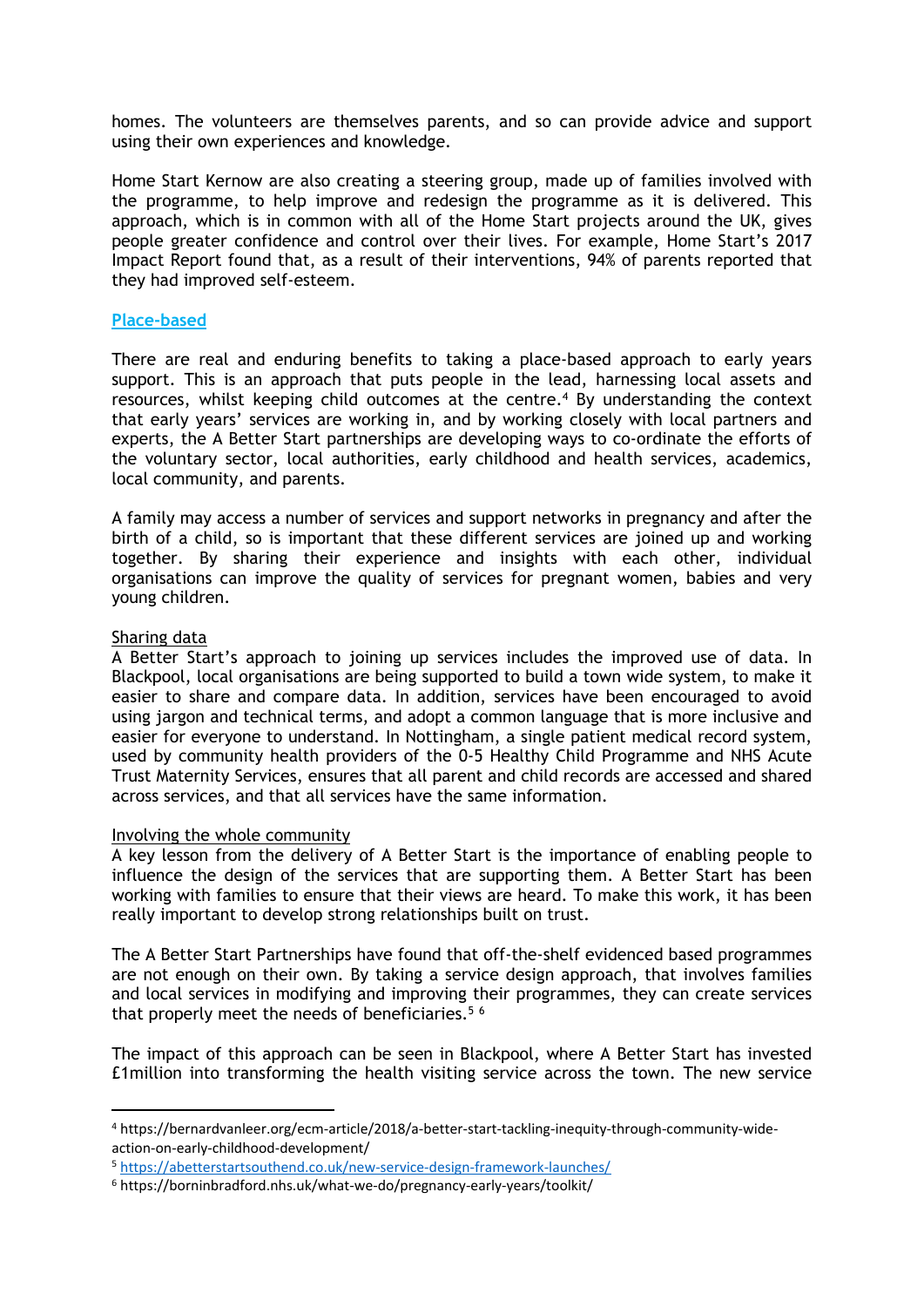homes. The volunteers are themselves parents, and so can provide advice and support using their own experiences and knowledge.

Home Start Kernow are also creating a steering group, made up of families involved with the programme, to help improve and redesign the programme as it is delivered. This approach, which is in common with all of the Home Start projects around the UK, gives people greater confidence and control over their lives. For example, Home Start's 2017 Impact Report found that, as a result of their interventions, 94% of parents reported that they had improved self-esteem.

## Place-based

There are real and enduring benefits to taking a place-based approach to early years support. This is an approach that puts people in the lead, harnessing local assets and resources, whilst keeping child outcomes at the centre.[4] By understanding the context that early years' services are working in, and by working closely with local partners and experts, the A Better Start partnerships are developing ways to co-ordinate the efforts of the voluntary sector, local authorities, early childhood and health services, academics, local community, and parents.

A family may access a number of services and support networks in pregnancy and after the birth of a child, so is important that these different services are joined up and working together. By sharing their experience and insights with each other, individual organisations can improve the quality of services for pregnant women, babies and very young children.

### Sharing data

A Better Start's approach to joining up services includes the improved use of data. In Blackpool, local organisations are being supported to build a town wide system, to make it easier to share and compare data. In addition, services have been encouraged to avoid using jargon and technical terms, and adopt a common language that is more inclusive and easier for everyone to understand. In Nottingham, a single patient medical record system, used by community health providers of the 0-5 Healthy Child Programme and NHS Acute Trust Maternity Services, ensures that all parent and child records are accessed and shared across services, and that all services have the same information.

### Involving the whole community

A key lesson from the delivery of A Better Start is the importance of enabling people to influence the design of the services that are supporting them. A Better Start has been working with families to ensure that their views are heard. To make this work, it has been really important to develop strong relationships built on trust.

The A Better Start Partnerships have found that off-the-shelf evidenced based programmes are not enough on their own. By taking a service design approach, that involves families and local services in modifying and improving their programmes, they can create services that properly meet the needs of beneficiaries.[5] [6]

The impact of this approach can be seen in Blackpool, where A Better Start has invested £1million into transforming the health visiting service across the town. The new service

---

[4] https://bernardvanleer.org/ecm-article/2018/a-better-start-tackling-inequity-through-community-wide-action-on-early-childhood-development/

[5] https://abetterstartsouthend.co.uk/new-service-design-framework-launches/

[6] https://borninbradford.nhs.uk/what-we-do/pregnancy-early-years/toolkit/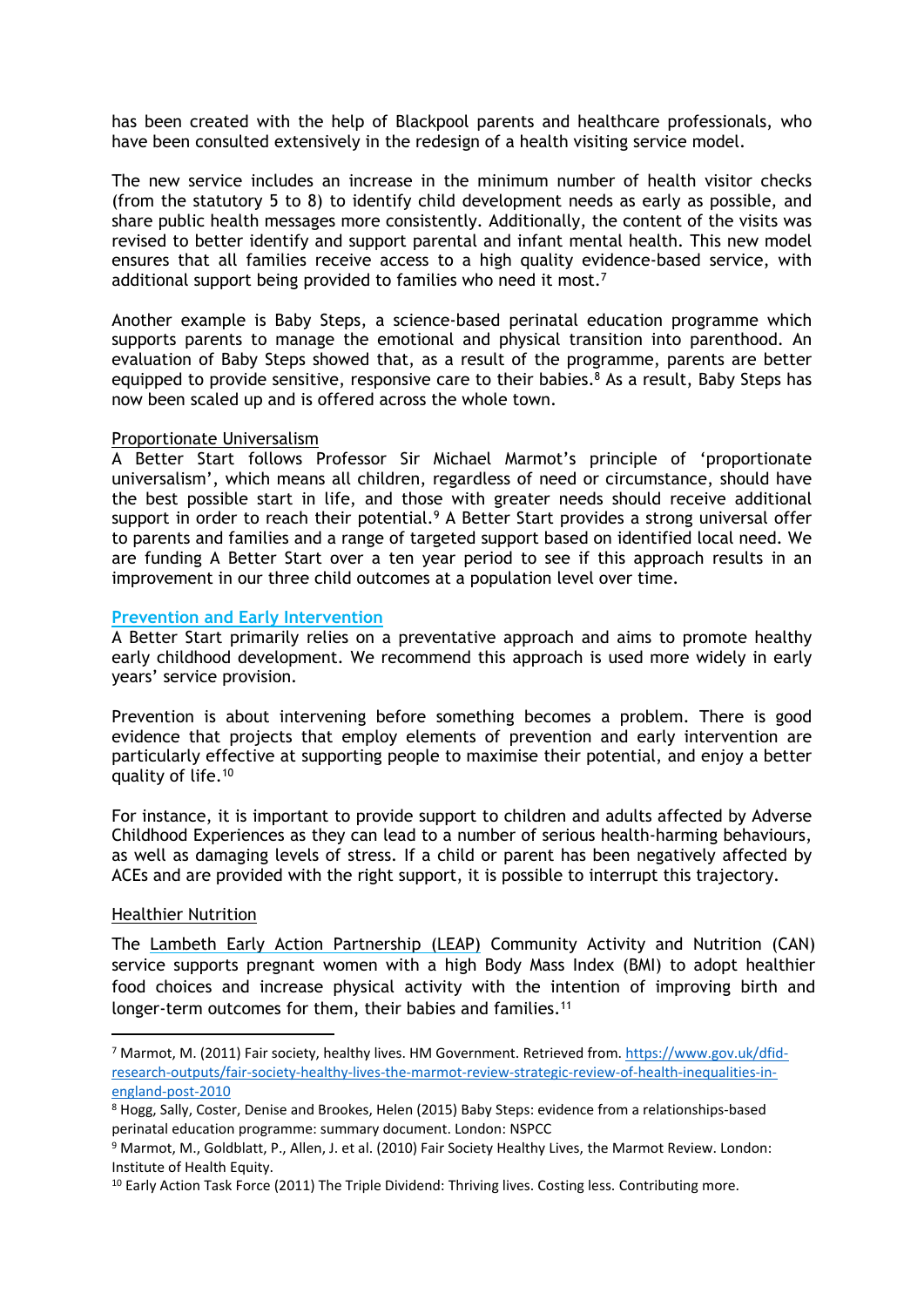has been created with the help of Blackpool parents and healthcare professionals, who have been consulted extensively in the redesign of a health visiting service model.

The new service includes an increase in the minimum number of health visitor checks (from the statutory 5 to 8) to identify child development needs as early as possible, and share public health messages more consistently. Additionally, the content of the visits was revised to better identify and support parental and infant mental health. This new model ensures that all families receive access to a high quality evidence-based service, with additional support being provided to families who need it most.[7]

Another example is Baby Steps, a science-based perinatal education programme which supports parents to manage the emotional and physical transition into parenthood. An evaluation of Baby Steps showed that, as a result of the programme, parents are better equipped to provide sensitive, responsive care to their babies.[8] As a result, Baby Steps has now been scaled up and is offered across the whole town.

### Proportionate Universalism

A Better Start follows Professor Sir Michael Marmot's principle of 'proportionate universalism', which means all children, regardless of need or circumstance, should have the best possible start in life, and those with greater needs should receive additional support in order to reach their potential.[9] A Better Start provides a strong universal offer to parents and families and a range of targeted support based on identified local need. We are funding A Better Start over a ten year period to see if this approach results in an improvement in our three child outcomes at a population level over time.

## Prevention and Early Intervention

A Better Start primarily relies on a preventative approach and aims to promote healthy early childhood development. We recommend this approach is used more widely in early years' service provision.

Prevention is about intervening before something becomes a problem. There is good evidence that projects that employ elements of prevention and early intervention are particularly effective at supporting people to maximise their potential, and enjoy a better quality of life.[10]

For instance, it is important to provide support to children and adults affected by Adverse Childhood Experiences as they can lead to a number of serious health-harming behaviours, as well as damaging levels of stress. If a child or parent has been negatively affected by ACEs and are provided with the right support, it is possible to interrupt this trajectory.

### Healthier Nutrition

The Lambeth Early Action Partnership (LEAP) Community Activity and Nutrition (CAN) service supports pregnant women with a high Body Mass Index (BMI) to adopt healthier food choices and increase physical activity with the intention of improving birth and longer-term outcomes for them, their babies and families.[11]

---

[7] Marmot, M. (2011) Fair society, healthy lives. HM Government. Retrieved from. https://www.gov.uk/dfid-research-outputs/fair-society-healthy-lives-the-marmot-review-strategic-review-of-health-inequalities-in-england-post-2010

[8] Hogg, Sally, Coster, Denise and Brookes, Helen (2015) Baby Steps: evidence from a relationships-based perinatal education programme: summary document. London: NSPCC

[9] Marmot, M., Goldblatt, P., Allen, J. et al. (2010) Fair Society Healthy Lives, the Marmot Review. London: Institute of Health Equity.

[10] Early Action Task Force (2011) The Triple Dividend: Thriving lives. Costing less. Contributing more.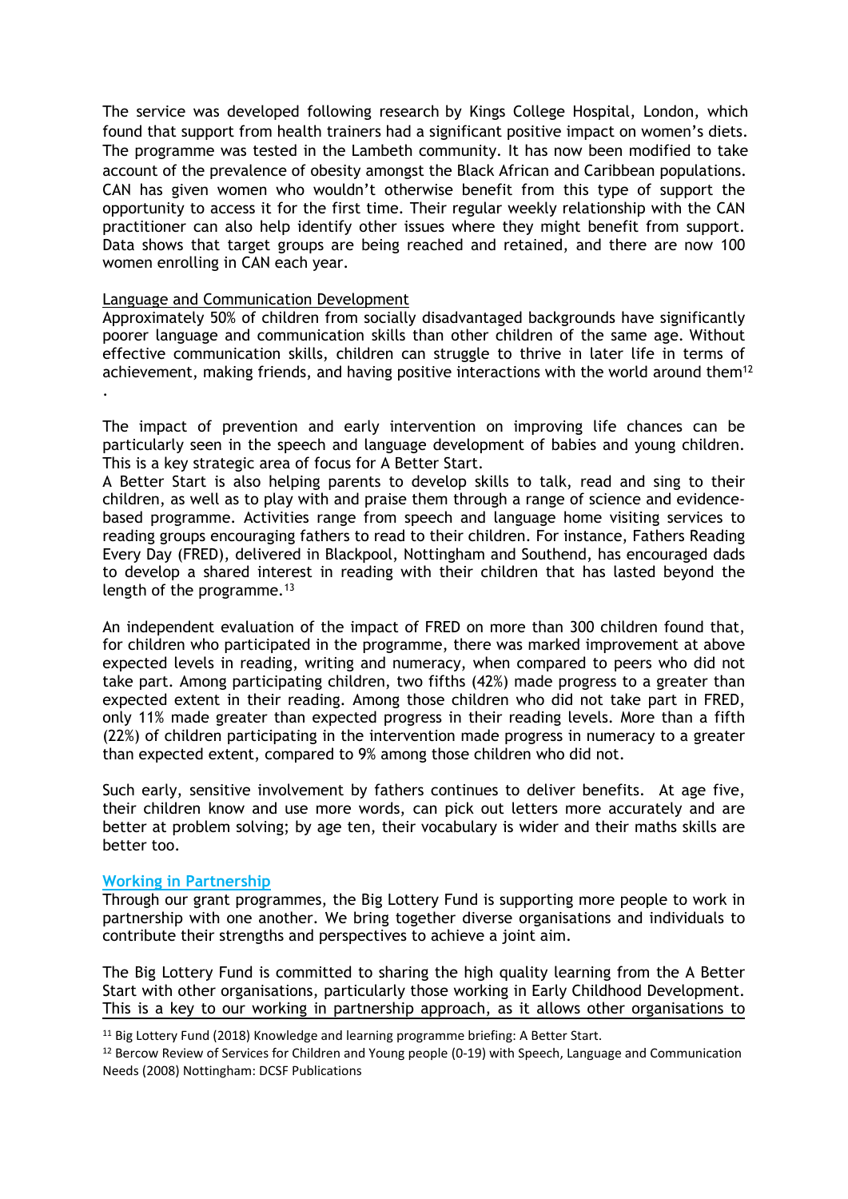The service was developed following research by Kings College Hospital, London, which found that support from health trainers had a significant positive impact on women's diets. The programme was tested in the Lambeth community. It has now been modified to take account of the prevalence of obesity amongst the Black African and Caribbean populations. CAN has given women who wouldn't otherwise benefit from this type of support the opportunity to access it for the first time. Their regular weekly relationship with the CAN practitioner can also help identify other issues where they might benefit from support. Data shows that target groups are being reached and retained, and there are now 100 women enrolling in CAN each year.

Language and Communication Development

Approximately 50% of children from socially disadvantaged backgrounds have significantly poorer language and communication skills than other children of the same age. Without effective communication skills, children can struggle to thrive in later life in terms of achievement, making friends, and having positive interactions with the world around them[12].

The impact of prevention and early intervention on improving life chances can be particularly seen in the speech and language development of babies and young children. This is a key strategic area of focus for A Better Start.

A Better Start is also helping parents to develop skills to talk, read and sing to their children, as well as to play with and praise them through a range of science and evidence-based programme. Activities range from speech and language home visiting services to reading groups encouraging fathers to read to their children. For instance, Fathers Reading Every Day (FRED), delivered in Blackpool, Nottingham and Southend, has encouraged dads to develop a shared interest in reading with their children that has lasted beyond the length of the programme.[13]

An independent evaluation of the impact of FRED on more than 300 children found that, for children who participated in the programme, there was marked improvement at above expected levels in reading, writing and numeracy, when compared to peers who did not take part. Among participating children, two fifths (42%) made progress to a greater than expected extent in their reading. Among those children who did not take part in FRED, only 11% made greater than expected progress in their reading levels. More than a fifth (22%) of children participating in the intervention made progress in numeracy to a greater than expected extent, compared to 9% among those children who did not.

Such early, sensitive involvement by fathers continues to deliver benefits. At age five, their children know and use more words, can pick out letters more accurately and are better at problem solving; by age ten, their vocabulary is wider and their maths skills are better too.

## Working in Partnership

Through our grant programmes, the Big Lottery Fund is supporting more people to work in partnership with one another. We bring together diverse organisations and individuals to contribute their strengths and perspectives to achieve a joint aim.

The Big Lottery Fund is committed to sharing the high quality learning from the A Better Start with other organisations, particularly those working in Early Childhood Development. This is a key to our working in partnership approach, as it allows other organisations to

[11] Big Lottery Fund (2018) Knowledge and learning programme briefing: A Better Start.

[12] Bercow Review of Services for Children and Young people (0-19) with Speech, Language and Communication Needs (2008) Nottingham: DCSF Publications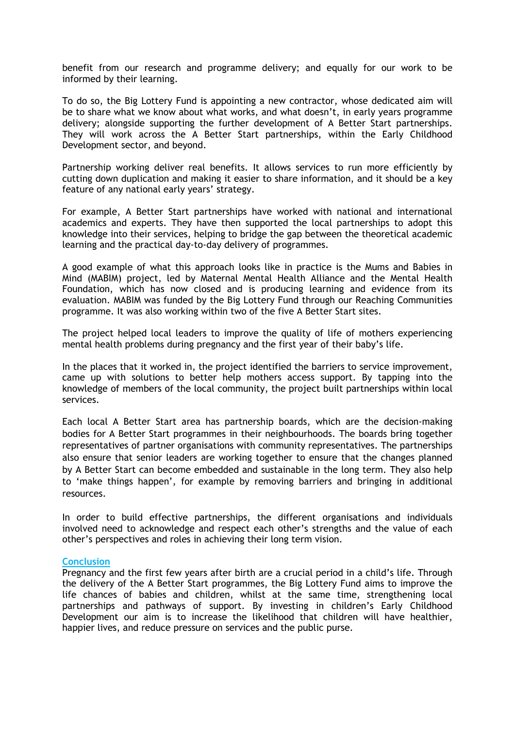benefit from our research and programme delivery; and equally for our work to be informed by their learning.

To do so, the Big Lottery Fund is appointing a new contractor, whose dedicated aim will be to share what we know about what works, and what doesn't, in early years programme delivery; alongside supporting the further development of A Better Start partnerships. They will work across the A Better Start partnerships, within the Early Childhood Development sector, and beyond.

Partnership working deliver real benefits. It allows services to run more efficiently by cutting down duplication and making it easier to share information, and it should be a key feature of any national early years' strategy.

For example, A Better Start partnerships have worked with national and international academics and experts. They have then supported the local partnerships to adopt this knowledge into their services, helping to bridge the gap between the theoretical academic learning and the practical day-to-day delivery of programmes.

A good example of what this approach looks like in practice is the Mums and Babies in Mind (MABIM) project, led by Maternal Mental Health Alliance and the Mental Health Foundation, which has now closed and is producing learning and evidence from its evaluation. MABIM was funded by the Big Lottery Fund through our Reaching Communities programme. It was also working within two of the five A Better Start sites.

The project helped local leaders to improve the quality of life of mothers experiencing mental health problems during pregnancy and the first year of their baby's life.

In the places that it worked in, the project identified the barriers to service improvement, came up with solutions to better help mothers access support. By tapping into the knowledge of members of the local community, the project built partnerships within local services.

Each local A Better Start area has partnership boards, which are the decision-making bodies for A Better Start programmes in their neighbourhoods. The boards bring together representatives of partner organisations with community representatives. The partnerships also ensure that senior leaders are working together to ensure that the changes planned by A Better Start can become embedded and sustainable in the long term. They also help to 'make things happen', for example by removing barriers and bringing in additional resources.

In order to build effective partnerships, the different organisations and individuals involved need to acknowledge and respect each other's strengths and the value of each other's perspectives and roles in achieving their long term vision.

## Conclusion

Pregnancy and the first few years after birth are a crucial period in a child's life. Through the delivery of the A Better Start programmes, the Big Lottery Fund aims to improve the life chances of babies and children, whilst at the same time, strengthening local partnerships and pathways of support. By investing in children's Early Childhood Development our aim is to increase the likelihood that children will have healthier, happier lives, and reduce pressure on services and the public purse.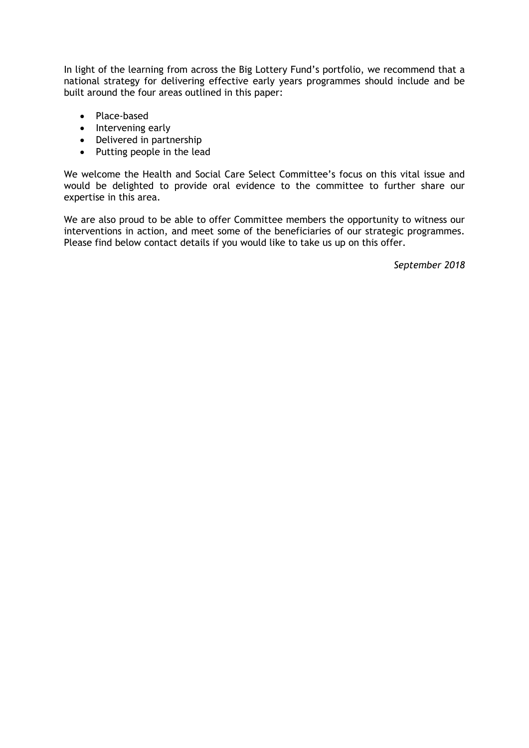In light of the learning from across the Big Lottery Fund's portfolio, we recommend that a national strategy for delivering effective early years programmes should include and be built around the four areas outlined in this paper:

- Place-based
- Intervening early
- Delivered in partnership
- Putting people in the lead

We welcome the Health and Social Care Select Committee's focus on this vital issue and would be delighted to provide oral evidence to the committee to further share our expertise in this area.

We are also proud to be able to offer Committee members the opportunity to witness our interventions in action, and meet some of the beneficiaries of our strategic programmes. Please find below contact details if you would like to take us up on this offer.

*September 2018*